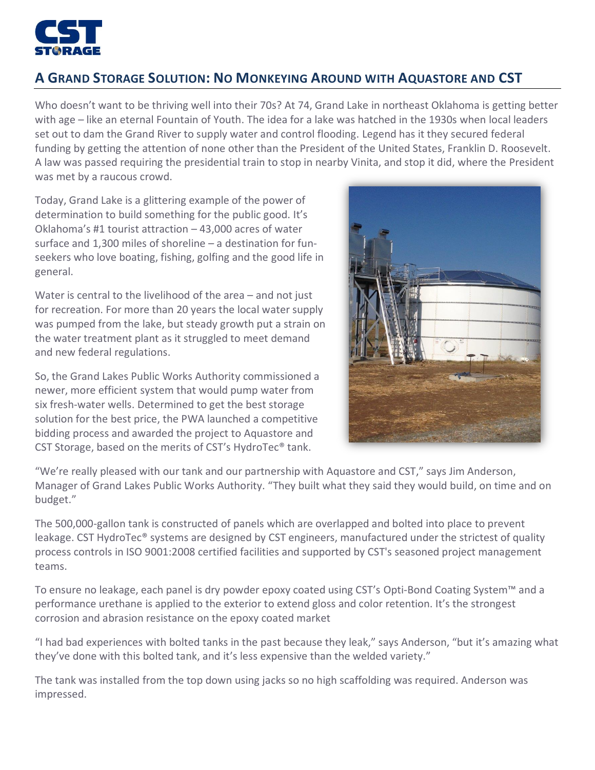CST STORAGE

## A Grand Storage Solution: No Monkeying Around with Aquastore and CST

Who doesn't want to be thriving well into their 70s? At 74, Grand Lake in northeast Oklahoma is getting better with age – like an eternal Fountain of Youth. The idea for a lake was hatched in the 1930s when local leaders set out to dam the Grand River to supply water and control flooding. Legend has it they secured federal funding by getting the attention of none other than the President of the United States, Franklin D. Roosevelt. A law was passed requiring the presidential train to stop in nearby Vinita, and stop it did, where the President was met by a raucous crowd.

Today, Grand Lake is a glittering example of the power of determination to build something for the public good. It's Oklahoma's #1 tourist attraction – 43,000 acres of water surface and 1,300 miles of shoreline – a destination for fun-seekers who love boating, fishing, golfing and the good life in general.

Water is central to the livelihood of the area – and not just for recreation. For more than 20 years the local water supply was pumped from the lake, but steady growth put a strain on the water treatment plant as it struggled to meet demand and new federal regulations.

So, the Grand Lakes Public Works Authority commissioned a newer, more efficient system that would pump water from six fresh-water wells. Determined to get the best storage solution for the best price, the PWA launched a competitive bidding process and awarded the project to Aquastore and CST Storage, based on the merits of CST's HydroTec® tank.

"We're really pleased with our tank and our partnership with Aquastore and CST," says Jim Anderson, Manager of Grand Lakes Public Works Authority. "They built what they said they would build, on time and on budget."

The 500,000-gallon tank is constructed of panels which are overlapped and bolted into place to prevent leakage. CST HydroTec® systems are designed by CST engineers, manufactured under the strictest of quality process controls in ISO 9001:2008 certified facilities and supported by CST's seasoned project management teams.

To ensure no leakage, each panel is dry powder epoxy coated using CST's Opti-Bond Coating System™ and a performance urethane is applied to the exterior to extend gloss and color retention. It's the strongest corrosion and abrasion resistance on the epoxy coated market

"I had bad experiences with bolted tanks in the past because they leak," says Anderson, "but it's amazing what they've done with this bolted tank, and it's less expensive than the welded variety."

The tank was installed from the top down using jacks so no high scaffolding was required. Anderson was impressed.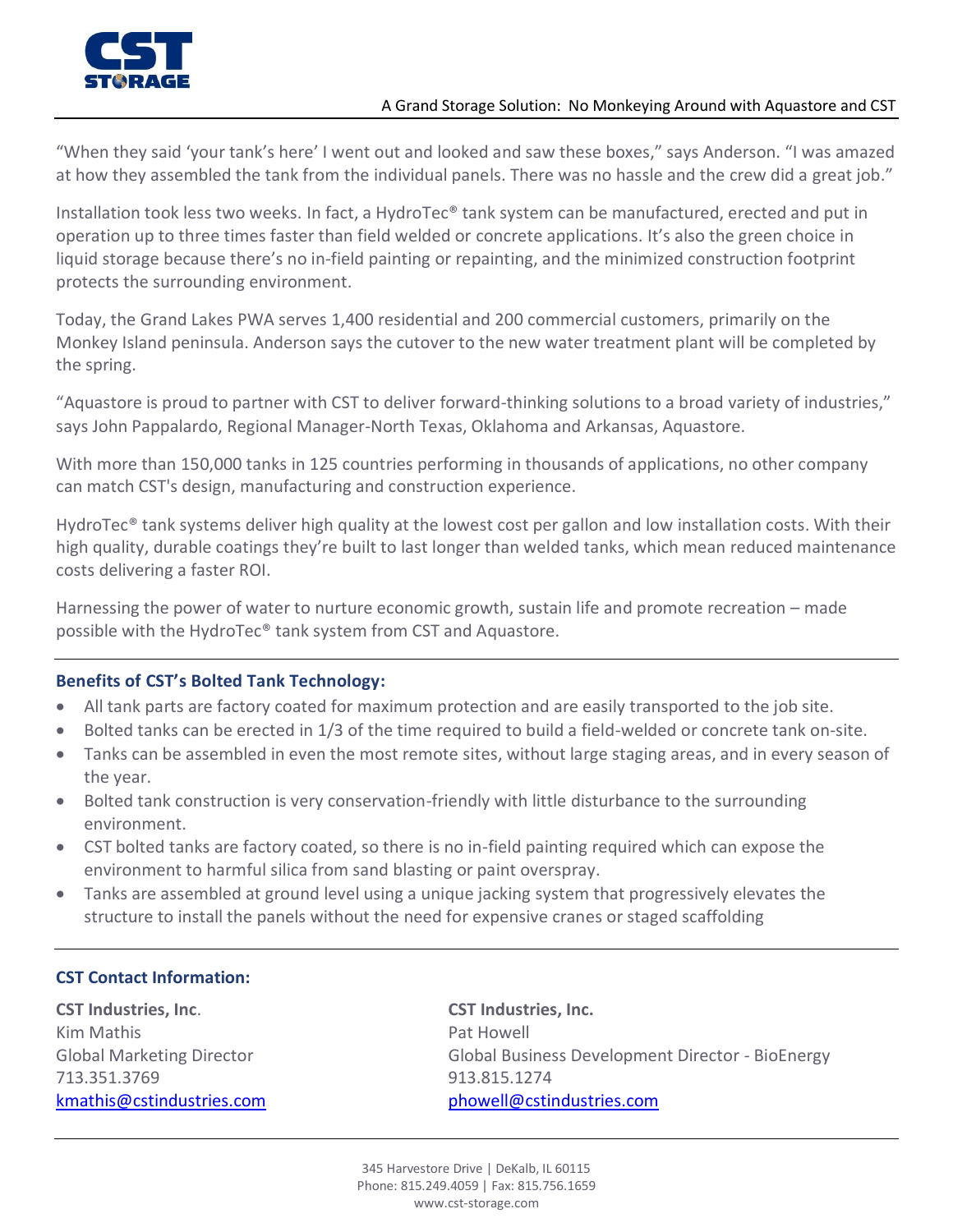"When they said 'your tank's here' I went out and looked and saw these boxes," says Anderson. "I was amazed at how they assembled the tank from the individual panels. There was no hassle and the crew did a great job."

Installation took less two weeks. In fact, a HydroTec® tank system can be manufactured, erected and put in operation up to three times faster than field welded or concrete applications. It's also the green choice in liquid storage because there's no in-field painting or repainting, and the minimized construction footprint protects the surrounding environment.

Today, the Grand Lakes PWA serves 1,400 residential and 200 commercial customers, primarily on the Monkey Island peninsula. Anderson says the cutover to the new water treatment plant will be completed by the spring.

"Aquastore is proud to partner with CST to deliver forward-thinking solutions to a broad variety of industries," says John Pappalardo, Regional Manager-North Texas, Oklahoma and Arkansas, Aquastore.

With more than 150,000 tanks in 125 countries performing in thousands of applications, no other company can match CST's design, manufacturing and construction experience.

HydroTec® tank systems deliver high quality at the lowest cost per gallon and low installation costs. With their high quality, durable coatings they're built to last longer than welded tanks, which mean reduced maintenance costs delivering a faster ROI.

Harnessing the power of water to nurture economic growth, sustain life and promote recreation – made possible with the HydroTec® tank system from CST and Aquastore.

---

**Benefits of CST's Bolted Tank Technology:**

- All tank parts are factory coated for maximum protection and are easily transported to the job site.
- Bolted tanks can be erected in 1/3 of the time required to build a field-welded or concrete tank on-site.
- Tanks can be assembled in even the most remote sites, without large staging areas, and in every season of the year.
- Bolted tank construction is very conservation-friendly with little disturbance to the surrounding environment.
- CST bolted tanks are factory coated, so there is no in-field painting required which can expose the environment to harmful silica from sand blasting or paint overspray.
- Tanks are assembled at ground level using a unique jacking system that progressively elevates the structure to install the panels without the need for expensive cranes or staged scaffolding

---

**CST Contact Information:**

**CST Industries, Inc**.
Kim Mathis
Global Marketing Director
713.351.3769
kmathis@cstindustries.com

**CST Industries, Inc.**
Pat Howell
Global Business Development Director - BioEnergy
913.815.1274
phowell@cstindustries.com

---

345 Harvestore Drive | DeKalb, IL 60115
Phone: 815.249.4059 | Fax: 815.756.1659
www.cst-storage.com